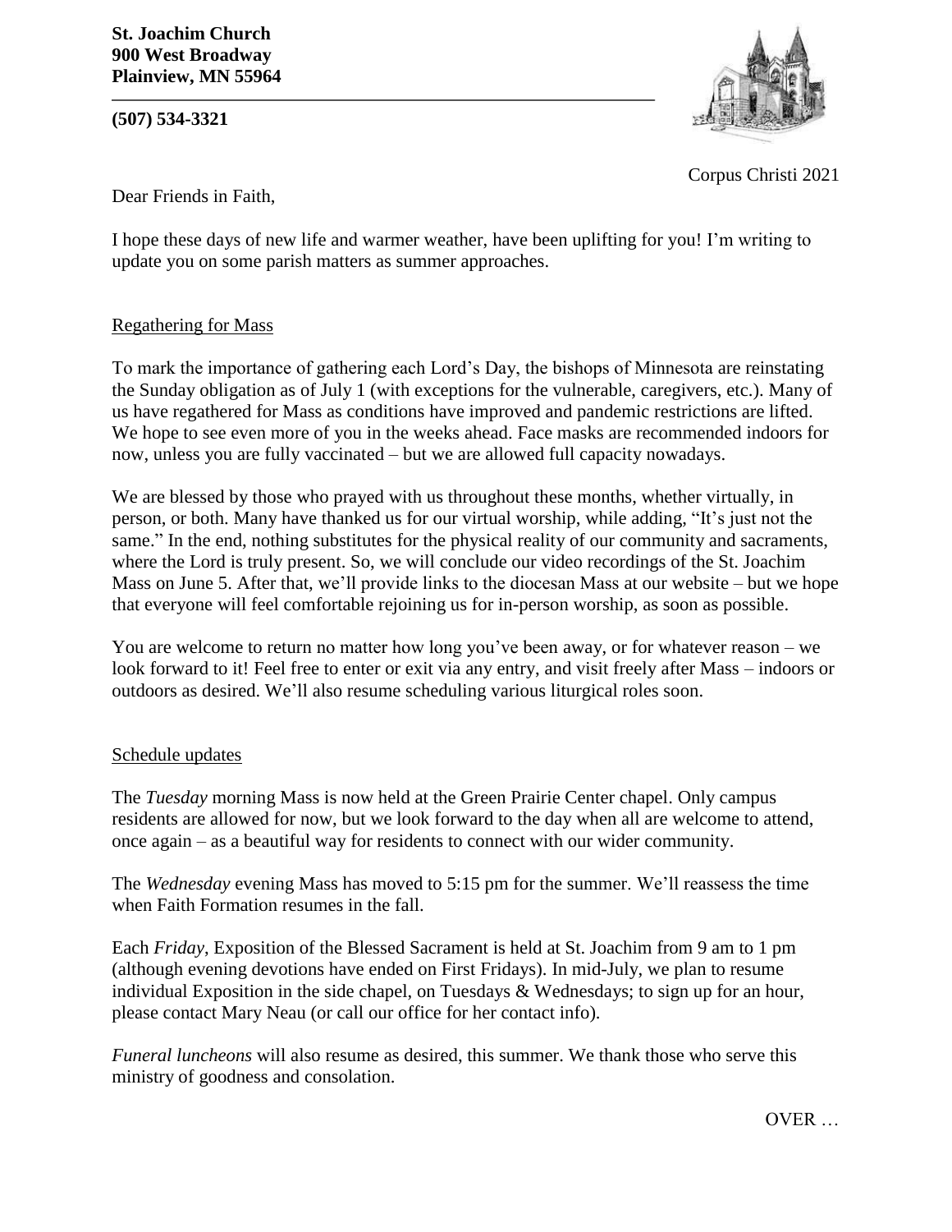**St. Joachim Church**
**900 West Broadway**
**Plainview, MN 55964**

**(507) 534-3321**

Corpus Christi 2021

Dear Friends in Faith,

I hope these days of new life and warmer weather, have been uplifting for you! I'm writing to update you on some parish matters as summer approaches.

## Regathering for Mass

To mark the importance of gathering each Lord's Day, the bishops of Minnesota are reinstating the Sunday obligation as of July 1 (with exceptions for the vulnerable, caregivers, etc.). Many of us have regathered for Mass as conditions have improved and pandemic restrictions are lifted. We hope to see even more of you in the weeks ahead. Face masks are recommended indoors for now, unless you are fully vaccinated – but we are allowed full capacity nowadays.

We are blessed by those who prayed with us throughout these months, whether virtually, in person, or both. Many have thanked us for our virtual worship, while adding, "It's just not the same." In the end, nothing substitutes for the physical reality of our community and sacraments, where the Lord is truly present. So, we will conclude our video recordings of the St. Joachim Mass on June 5. After that, we'll provide links to the diocesan Mass at our website – but we hope that everyone will feel comfortable rejoining us for in-person worship, as soon as possible.

You are welcome to return no matter how long you've been away, or for whatever reason – we look forward to it! Feel free to enter or exit via any entry, and visit freely after Mass – indoors or outdoors as desired. We'll also resume scheduling various liturgical roles soon.

## Schedule updates

The *Tuesday* morning Mass is now held at the Green Prairie Center chapel. Only campus residents are allowed for now, but we look forward to the day when all are welcome to attend, once again – as a beautiful way for residents to connect with our wider community.

The *Wednesday* evening Mass has moved to 5:15 pm for the summer. We'll reassess the time when Faith Formation resumes in the fall.

Each *Friday*, Exposition of the Blessed Sacrament is held at St. Joachim from 9 am to 1 pm (although evening devotions have ended on First Fridays). In mid-July, we plan to resume individual Exposition in the side chapel, on Tuesdays & Wednesdays; to sign up for an hour, please contact Mary Neau (or call our office for her contact info).

*Funeral luncheons* will also resume as desired, this summer. We thank those who serve this ministry of goodness and consolation.

OVER …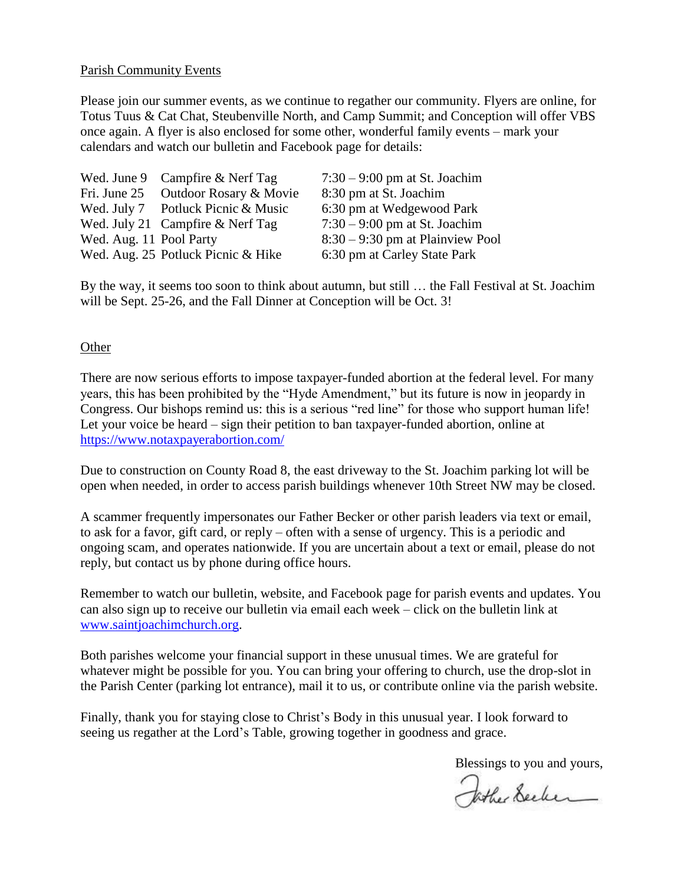Parish Community Events

Please join our summer events, as we continue to regather our community. Flyers are online, for Totus Tuus & Cat Chat, Steubenville North, and Camp Summit; and Conception will offer VBS once again. A flyer is also enclosed for some other, wonderful family events – mark your calendars and watch our bulletin and Facebook page for details:

| | | |
|---|---|---|
| Wed. June 9 | Campfire & Nerf Tag | 7:30 – 9:00 pm at St. Joachim |
| Fri. June 25 | Outdoor Rosary & Movie | 8:30 pm at St. Joachim |
| Wed. July 7 | Potluck Picnic & Music | 6:30 pm at Wedgewood Park |
| Wed. July 21 | Campfire & Nerf Tag | 7:30 – 9:00 pm at St. Joachim |
| Wed. Aug. 11 | Pool Party | 8:30 – 9:30 pm at Plainview Pool |
| Wed. Aug. 25 | Potluck Picnic & Hike | 6:30 pm at Carley State Park |

By the way, it seems too soon to think about autumn, but still … the Fall Festival at St. Joachim will be Sept. 25-26, and the Fall Dinner at Conception will be Oct. 3!

Other

There are now serious efforts to impose taxpayer-funded abortion at the federal level. For many years, this has been prohibited by the "Hyde Amendment," but its future is now in jeopardy in Congress. Our bishops remind us: this is a serious "red line" for those who support human life! Let your voice be heard – sign their petition to ban taxpayer-funded abortion, online at https://www.notaxpayerabortion.com/

Due to construction on County Road 8, the east driveway to the St. Joachim parking lot will be open when needed, in order to access parish buildings whenever 10th Street NW may be closed.

A scammer frequently impersonates our Father Becker or other parish leaders via text or email, to ask for a favor, gift card, or reply – often with a sense of urgency. This is a periodic and ongoing scam, and operates nationwide. If you are uncertain about a text or email, please do not reply, but contact us by phone during office hours.

Remember to watch our bulletin, website, and Facebook page for parish events and updates. You can also sign up to receive our bulletin via email each week – click on the bulletin link at www.saintjoachimchurch.org.

Both parishes welcome your financial support in these unusual times. We are grateful for whatever might be possible for you. You can bring your offering to church, use the drop-slot in the Parish Center (parking lot entrance), mail it to us, or contribute online via the parish website.

Finally, thank you for staying close to Christ's Body in this unusual year. I look forward to seeing us regather at the Lord's Table, growing together in goodness and grace.

Blessings to you and yours,

Father Becker